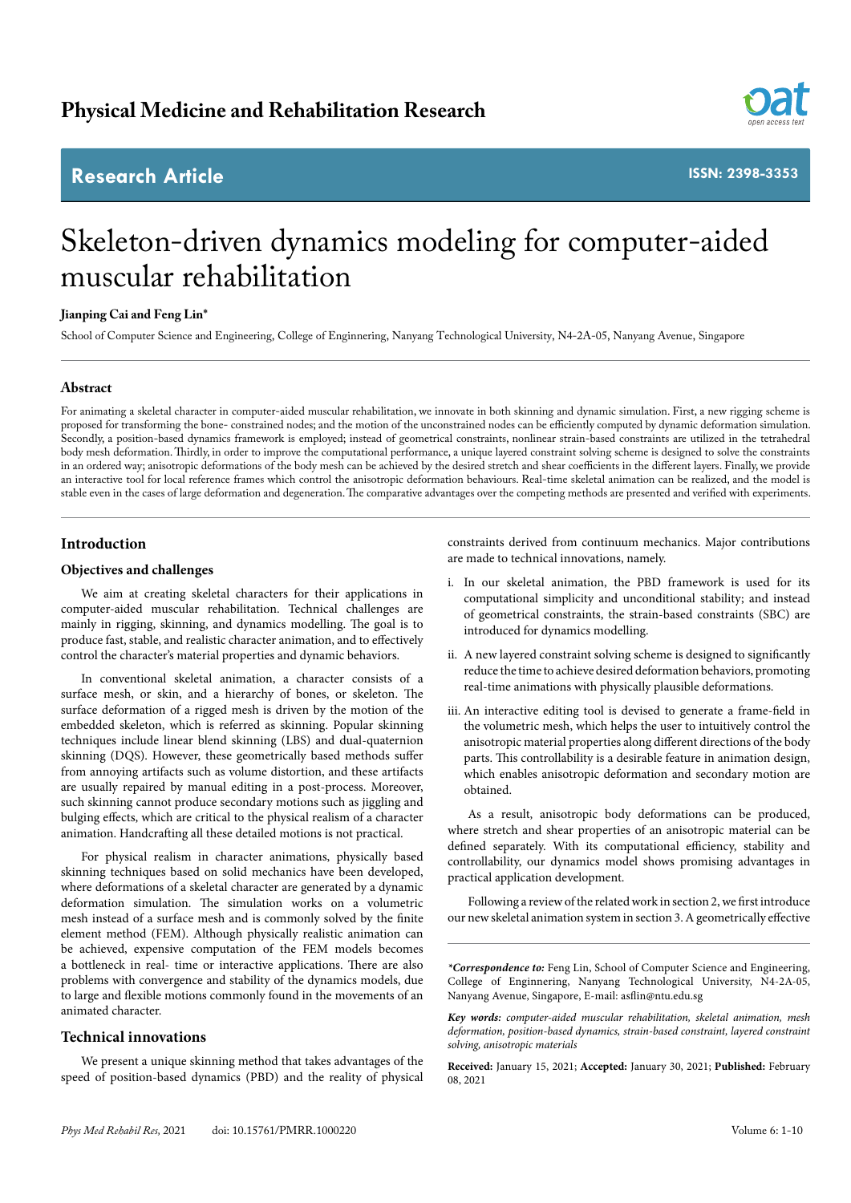# Physical Medicine and Rehabilitation Research

**Research Article** ISSN: 2398-3353

# Skeleton-driven dynamics modeling for computer-aided muscular rehabilitation

**Jianping Cai and Feng Lin***

School of Computer Science and Engineering, College of Enginnering, Nanyang Technological University, N4-2A-05, Nanyang Avenue, Singapore

## Abstract

For animating a skeletal character in computer-aided muscular rehabilitation, we innovate in both skinning and dynamic simulation. First, a new rigging scheme is proposed for transforming the bone- constrained nodes; and the motion of the unconstrained nodes can be efficiently computed by dynamic deformation simulation. Secondly, a position-based dynamics framework is employed; instead of geometrical constraints, nonlinear strain-based constraints are utilized in the tetrahedral body mesh deformation. Thirdly, in order to improve the computational performance, a unique layered constraint solving scheme is designed to solve the constraints in an ordered way; anisotropic deformations of the body mesh can be achieved by the desired stretch and shear coefficients in the different layers. Finally, we provide an interactive tool for local reference frames which control the anisotropic deformation behaviours. Real-time skeletal animation can be realized, and the model is stable even in the cases of large deformation and degeneration. The comparative advantages over the competing methods are presented and verified with experiments.

## Introduction

### Objectives and challenges

We aim at creating skeletal characters for their applications in computer-aided muscular rehabilitation. Technical challenges are mainly in rigging, skinning, and dynamics modelling. The goal is to produce fast, stable, and realistic character animation, and to effectively control the character's material properties and dynamic behaviors.

In conventional skeletal animation, a character consists of a surface mesh, or skin, and a hierarchy of bones, or skeleton. The surface deformation of a rigged mesh is driven by the motion of the embedded skeleton, which is referred as skinning. Popular skinning techniques include linear blend skinning (LBS) and dual-quaternion skinning (DQS). However, these geometrically based methods suffer from annoying artifacts such as volume distortion, and these artifacts are usually repaired by manual editing in a post-process. Moreover, such skinning cannot produce secondary motions such as jiggling and bulging effects, which are critical to the physical realism of a character animation. Handcrafting all these detailed motions is not practical.

For physical realism in character animations, physically based skinning techniques based on solid mechanics have been developed, where deformations of a skeletal character are generated by a dynamic deformation simulation. The simulation works on a volumetric mesh instead of a surface mesh and is commonly solved by the finite element method (FEM). Although physically realistic animation can be achieved, expensive computation of the FEM models becomes a bottleneck in real- time or interactive applications. There are also problems with convergence and stability of the dynamics models, due to large and flexible motions commonly found in the movements of an animated character.

### Technical innovations

We present a unique skinning method that takes advantages of the speed of position-based dynamics (PBD) and the reality of physical constraints derived from continuum mechanics. Major contributions are made to technical innovations, namely.

i. In our skeletal animation, the PBD framework is used for its computational simplicity and unconditional stability; and instead of geometrical constraints, the strain-based constraints (SBC) are introduced for dynamics modelling.

ii. A new layered constraint solving scheme is designed to significantly reduce the time to achieve desired deformation behaviors, promoting real-time animations with physically plausible deformations.

iii. An interactive editing tool is devised to generate a frame-field in the volumetric mesh, which helps the user to intuitively control the anisotropic material properties along different directions of the body parts. This controllability is a desirable feature in animation design, which enables anisotropic deformation and secondary motion are obtained.

As a result, anisotropic body deformations can be produced, where stretch and shear properties of an anisotropic material can be defined separately. With its computational efficiency, stability and controllability, our dynamics model shows promising advantages in practical application development.

Following a review of the related work in section 2, we first introduce our new skeletal animation system in section 3. A geometrically effective

---

***Correspondence to:*** Feng Lin, School of Computer Science and Engineering, College of Enginnering, Nanyang Technological University, N4-2A-05, Nanyang Avenue, Singapore, E-mail: asflin@ntu.edu.sg

***Key words:*** *computer-aided muscular rehabilitation, skeletal animation, mesh deformation, position-based dynamics, strain-based constraint, layered constraint solving, anisotropic materials*

**Received:** January 15, 2021; **Accepted:** January 30, 2021; **Published:** February 08, 2021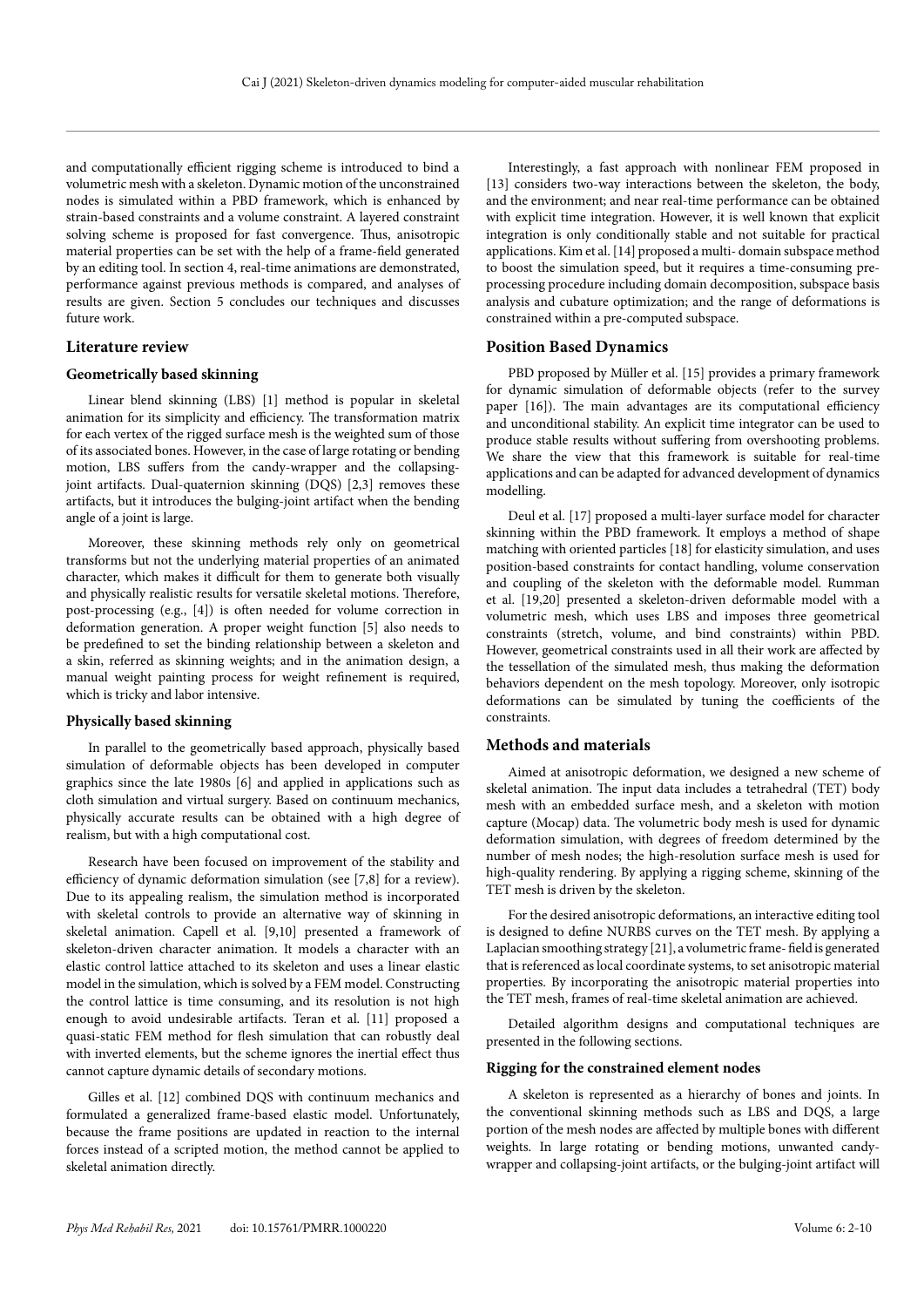and computationally efficient rigging scheme is introduced to bind a volumetric mesh with a skeleton. Dynamic motion of the unconstrained nodes is simulated within a PBD framework, which is enhanced by strain-based constraints and a volume constraint. A layered constraint solving scheme is proposed for fast convergence. Thus, anisotropic material properties can be set with the help of a frame-field generated by an editing tool. In section 4, real-time animations are demonstrated, performance against previous methods is compared, and analyses of results are given. Section 5 concludes our techniques and discusses future work.

## Literature review

### Geometrically based skinning

Linear blend skinning (LBS) [1] method is popular in skeletal animation for its simplicity and efficiency. The transformation matrix for each vertex of the rigged surface mesh is the weighted sum of those of its associated bones. However, in the case of large rotating or bending motion, LBS suffers from the candy-wrapper and the collapsing-joint artifacts. Dual-quaternion skinning (DQS) [2,3] removes these artifacts, but it introduces the bulging-joint artifact when the bending angle of a joint is large.

Moreover, these skinning methods rely only on geometrical transforms but not the underlying material properties of an animated character, which makes it difficult for them to generate both visually and physically realistic results for versatile skeletal motions. Therefore, post-processing (e.g., [4]) is often needed for volume correction in deformation generation. A proper weight function [5] also needs to be predefined to set the binding relationship between a skeleton and a skin, referred as skinning weights; and in the animation design, a manual weight painting process for weight refinement is required, which is tricky and labor intensive.

### Physically based skinning

In parallel to the geometrically based approach, physically based simulation of deformable objects has been developed in computer graphics since the late 1980s [6] and applied in applications such as cloth simulation and virtual surgery. Based on continuum mechanics, physically accurate results can be obtained with a high degree of realism, but with a high computational cost.

Research have been focused on improvement of the stability and efficiency of dynamic deformation simulation (see [7,8] for a review). Due to its appealing realism, the simulation method is incorporated with skeletal controls to provide an alternative way of skinning in skeletal animation. Capell et al. [9,10] presented a framework of skeleton-driven character animation. It models a character with an elastic control lattice attached to its skeleton and uses a linear elastic model in the simulation, which is solved by a FEM model. Constructing the control lattice is time consuming, and its resolution is not high enough to avoid undesirable artifacts. Teran et al. [11] proposed a quasi-static FEM method for flesh simulation that can robustly deal with inverted elements, but the scheme ignores the inertial effect thus cannot capture dynamic details of secondary motions.

Gilles et al. [12] combined DQS with continuum mechanics and formulated a generalized frame-based elastic model. Unfortunately, because the frame positions are updated in reaction to the internal forces instead of a scripted motion, the method cannot be applied to skeletal animation directly.

Interestingly, a fast approach with nonlinear FEM proposed in [13] considers two-way interactions between the skeleton, the body, and the environment; and near real-time performance can be obtained with explicit time integration. However, it is well known that explicit integration is only conditionally stable and not suitable for practical applications. Kim et al. [14] proposed a multi- domain subspace method to boost the simulation speed, but it requires a time-consuming pre-processing procedure including domain decomposition, subspace basis analysis and cubature optimization; and the range of deformations is constrained within a pre-computed subspace.

## Position Based Dynamics

PBD proposed by Müller et al. [15] provides a primary framework for dynamic simulation of deformable objects (refer to the survey paper [16]). The main advantages are its computational efficiency and unconditional stability. An explicit time integrator can be used to produce stable results without suffering from overshooting problems. We share the view that this framework is suitable for real-time applications and can be adapted for advanced development of dynamics modelling.

Deul et al. [17] proposed a multi-layer surface model for character skinning within the PBD framework. It employs a method of shape matching with oriented particles [18] for elasticity simulation, and uses position-based constraints for contact handling, volume conservation and coupling of the skeleton with the deformable model. Rumman et al. [19,20] presented a skeleton-driven deformable model with a volumetric mesh, which uses LBS and imposes three geometrical constraints (stretch, volume, and bind constraints) within PBD. However, geometrical constraints used in all their work are affected by the tessellation of the simulated mesh, thus making the deformation behaviors dependent on the mesh topology. Moreover, only isotropic deformations can be simulated by tuning the coefficients of the constraints.

## Methods and materials

Aimed at anisotropic deformation, we designed a new scheme of skeletal animation. The input data includes a tetrahedral (TET) body mesh with an embedded surface mesh, and a skeleton with motion capture (Mocap) data. The volumetric body mesh is used for dynamic deformation simulation, with degrees of freedom determined by the number of mesh nodes; the high-resolution surface mesh is used for high-quality rendering. By applying a rigging scheme, skinning of the TET mesh is driven by the skeleton.

For the desired anisotropic deformations, an interactive editing tool is designed to define NURBS curves on the TET mesh. By applying a Laplacian smoothing strategy [21], a volumetric frame- field is generated that is referenced as local coordinate systems, to set anisotropic material properties. By incorporating the anisotropic material properties into the TET mesh, frames of real-time skeletal animation are achieved.

Detailed algorithm designs and computational techniques are presented in the following sections.

### Rigging for the constrained element nodes

A skeleton is represented as a hierarchy of bones and joints. In the conventional skinning methods such as LBS and DQS, a large portion of the mesh nodes are affected by multiple bones with different weights. In large rotating or bending motions, unwanted candy-wrapper and collapsing-joint artifacts, or the bulging-joint artifact will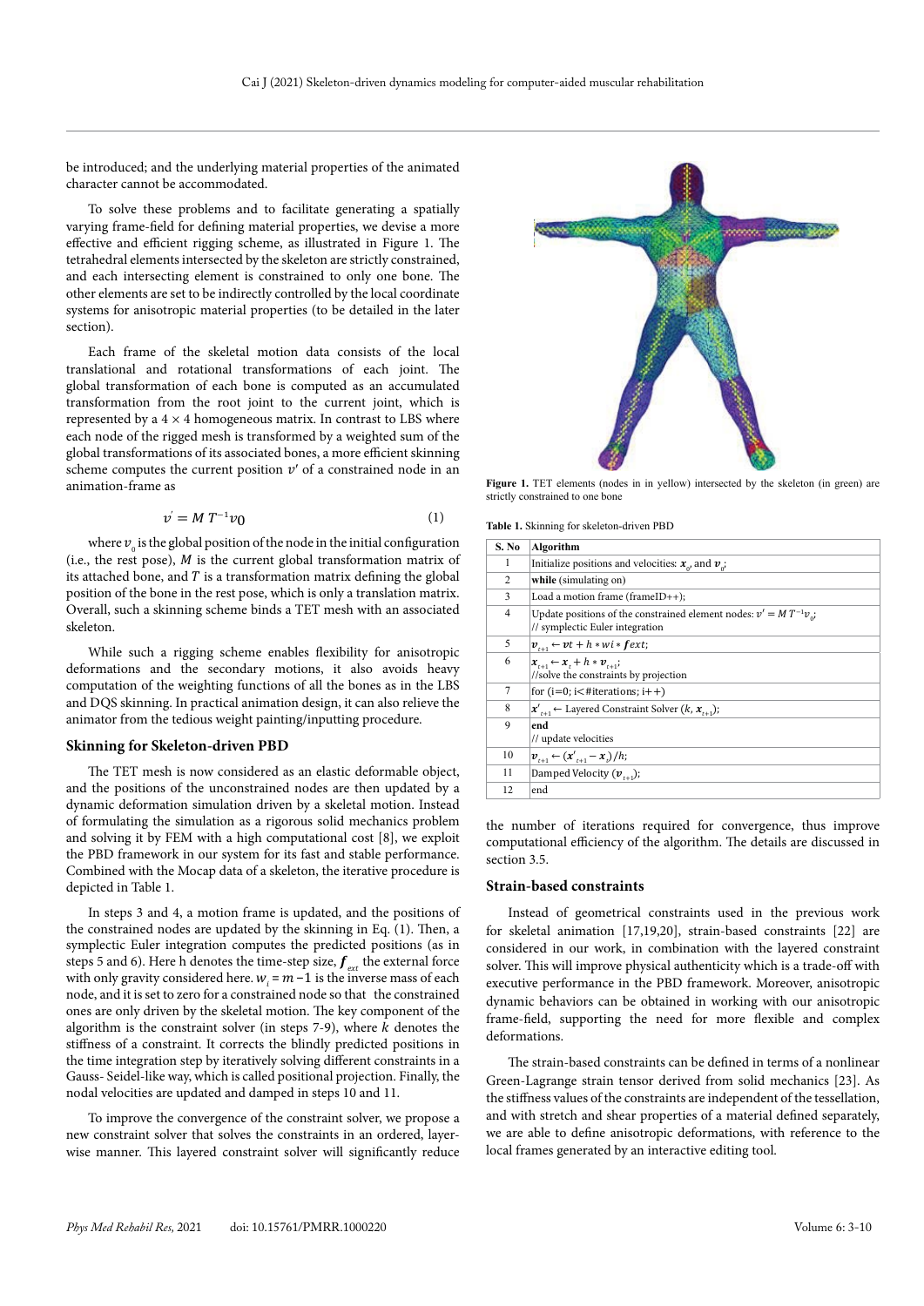be introduced; and the underlying material properties of the animated character cannot be accommodated.

To solve these problems and to facilitate generating a spatially varying frame-field for defining material properties, we devise a more effective and efficient rigging scheme, as illustrated in Figure 1. The tetrahedral elements intersected by the skeleton are strictly constrained, and each intersecting element is constrained to only one bone. The other elements are set to be indirectly controlled by the local coordinate systems for anisotropic material properties (to be detailed in the later section).

Each frame of the skeletal motion data consists of the local translational and rotational transformations of each joint. The global transformation of each bone is computed as an accumulated transformation from the root joint to the current joint, which is represented by a 4 × 4 homogeneous matrix. In contrast to LBS where each node of the rigged mesh is transformed by a weighted sum of the global transformations of its associated bones, a more efficient skinning scheme computes the current position $v'$ of a constrained node in an animation-frame as

$$v' = M\,T^{-1}v_0 \tag{1}$$

where $v_0$ is the global position of the node in the initial configuration (i.e., the rest pose), $M$ is the current global transformation matrix of its attached bone, and $T$ is a transformation matrix defining the global position of the bone in the rest pose, which is only a translation matrix. Overall, such a skinning scheme binds a TET mesh with an associated skeleton.

While such a rigging scheme enables flexibility for anisotropic deformations and the secondary motions, it also avoids heavy computation of the weighting functions of all the bones as in the LBS and DQS skinning. In practical animation design, it can also relieve the animator from the tedious weight painting/inputting procedure.

## Skinning for Skeleton-driven PBD

The TET mesh is now considered as an elastic deformable object, and the positions of the unconstrained nodes are then updated by a dynamic deformation simulation driven by a skeletal motion. Instead of formulating the simulation as a rigorous solid mechanics problem and solving it by FEM with a high computational cost [8], we exploit the PBD framework in our system for its fast and stable performance. Combined with the Mocap data of a skeleton, the iterative procedure is depicted in Table 1.

In steps 3 and 4, a motion frame is updated, and the positions of the constrained nodes are updated by the skinning in Eq. (1). Then, a symplectic Euler integration computes the predicted positions (as in steps 5 and 6). Here h denotes the time-step size, $\boldsymbol{f}_{ext}$ the external force with only gravity considered here. $w_i = m^{-1}$ is the inverse mass of each node, and it is set to zero for a constrained node so that the constrained ones are only driven by the skeletal motion. The key component of the algorithm is the constraint solver (in steps 7-9), where $k$ denotes the stiffness of a constraint. It corrects the blindly predicted positions in the time integration step by iteratively solving different constraints in a Gauss- Seidel-like way, which is called positional projection. Finally, the nodal velocities are updated and damped in steps 10 and 11.

To improve the convergence of the constraint solver, we propose a new constraint solver that solves the constraints in an ordered, layer-wise manner. This layered constraint solver will significantly reduce the number of iterations required for convergence, thus improve computational efficiency of the algorithm. The details are discussed in section 3.5.

**Figure 1.** TET elements (nodes in in yellow) intersected by the skeleton (in green) are strictly constrained to one bone

**Table 1.** Skinning for skeleton-driven PBD

| S. No | Algorithm |
|---|---|
| 1 | Initialize positions and velocities: $\boldsymbol{x}_0$, and $\boldsymbol{v}_0$; |
| 2 | **while** (simulating on) |
| 3 | Load a motion frame (frameID++); |
| 4 | Update positions of the constrained element nodes: $v' = M\,T^{-1}v_0$; // symplectic Euler integration |
| 5 | $\boldsymbol{v}_{t+1} \leftarrow \boldsymbol{v}t + h * wi * \boldsymbol{f}ext$; |
| 6 | $\boldsymbol{x}_{t+1} \leftarrow \boldsymbol{x}_t + h * \boldsymbol{v}_{t+1}$; //solve the constraints by projection |
| 7 | for (i=0; i<#iterations; i++) |
| 8 | $\boldsymbol{x}'_{t+1} \leftarrow$ Layered Constraint Solver ($k$, $\boldsymbol{x}_{t+1}$); |
| 9 | **end** // update velocities |
| 10 | $\boldsymbol{v}_{t+1} \leftarrow (\boldsymbol{x}'_{t+1} - \boldsymbol{x}_t)/h$; |
| 11 | Damped Velocity ($\boldsymbol{v}_{t+1}$); |
| 12 | end |

## Strain-based constraints

Instead of geometrical constraints used in the previous work for skeletal animation [17,19,20], strain-based constraints [22] are considered in our work, in combination with the layered constraint solver. This will improve physical authenticity which is a trade-off with executive performance in the PBD framework. Moreover, anisotropic dynamic behaviors can be obtained in working with our anisotropic frame-field, supporting the need for more flexible and complex deformations.

The strain-based constraints can be defined in terms of a nonlinear Green-Lagrange strain tensor derived from solid mechanics [23]. As the stiffness values of the constraints are independent of the tessellation, and with stretch and shear properties of a material defined separately, we are able to define anisotropic deformations, with reference to the local frames generated by an interactive editing tool.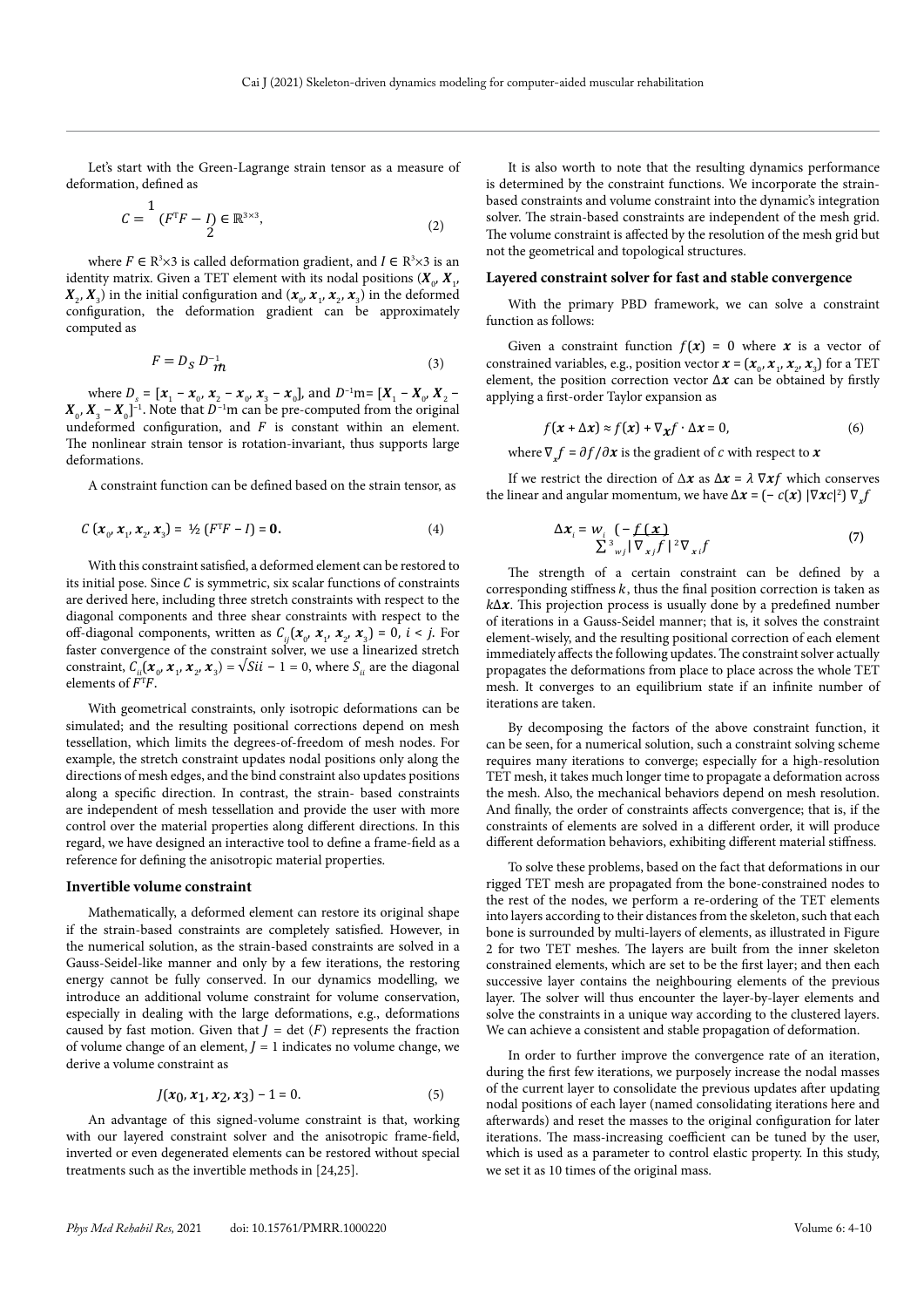Let's start with the Green-Lagrange strain tensor as a measure of deformation, defined as

$$C = \frac{1}{2}(F^{T}F - I) \in \mathbb{R}^{3\times3}, \tag{2}$$

where $F \in \mathbb{R}^{3}\times3$ is called deformation gradient, and $I \in \mathbb{R}^{3}\times3$ is an identity matrix. Given a TET element with its nodal positions ($\boldsymbol{X}_0$, $\boldsymbol{X}_1$, $\boldsymbol{X}_2$, $\boldsymbol{X}_3$) in the initial configuration and ($\boldsymbol{x}_0$, $\boldsymbol{x}_1$, $\boldsymbol{x}_2$, $\boldsymbol{x}_3$) in the deformed configuration, the deformation gradient can be approximately computed as

$$F = D_S\, D^{-1}_{m} \tag{3}$$

where $D_s = [\boldsymbol{x}_1 - \boldsymbol{x}_0, \boldsymbol{x}_2 - \boldsymbol{x}_0, \boldsymbol{x}_3 - \boldsymbol{x}_0]$, and $D^{-1}$m= $[\boldsymbol{X}_1 - \boldsymbol{X}_0, \boldsymbol{X}_2 - \boldsymbol{X}_0, \boldsymbol{X}_3 - \boldsymbol{X}_0]^{-1}$. Note that $D^{-1}$m can be pre-computed from the original undeformed configuration, and $F$ is constant within an element. The nonlinear strain tensor is rotation-invariant, thus supports large deformations.

A constraint function can be defined based on the strain tensor, as

$$C(\boldsymbol{x}_0, \boldsymbol{x}_1, \boldsymbol{x}_2, \boldsymbol{x}_3) = ½\,(F^{T}F - I) = \boldsymbol{0}. \tag{4}$$

With this constraint satisfied, a deformed element can be restored to its initial pose. Since $C$ is symmetric, six scalar functions of constraints are derived here, including three stretch constraints with respect to the diagonal components and three shear constraints with respect to the off-diagonal components, written as $C_{ij}(\boldsymbol{x}_0, \boldsymbol{x}_1, \boldsymbol{x}_2, \boldsymbol{x}_3) = 0$, $i < j$. For faster convergence of the constraint solver, we use a linearized stretch constraint, $C_{ii}(\boldsymbol{x}_0, \boldsymbol{x}_1, \boldsymbol{x}_2, \boldsymbol{x}_3) = \sqrt{Sii} - 1 = 0$, where $S_{ii}$ are the diagonal elements of $F^{T}F$.

With geometrical constraints, only isotropic deformations can be simulated; and the resulting positional corrections depend on mesh tessellation, which limits the degrees-of-freedom of mesh nodes. For example, the stretch constraint updates nodal positions only along the directions of mesh edges, and the bind constraint also updates positions along a specific direction. In contrast, the strain- based constraints are independent of mesh tessellation and provide the user with more control over the material properties along different directions. In this regard, we have designed an interactive tool to define a frame-field as a reference for defining the anisotropic material properties.

### Invertible volume constraint

Mathematically, a deformed element can restore its original shape if the strain-based constraints are completely satisfied. However, in the numerical solution, as the strain-based constraints are solved in a Gauss-Seidel-like manner and only by a few iterations, the restoring energy cannot be fully conserved. In our dynamics modelling, we introduce an additional volume constraint for volume conservation, especially in dealing with the large deformations, e.g., deformations caused by fast motion. Given that $J = \det(F)$ represents the fraction of volume change of an element, $J = 1$ indicates no volume change, we derive a volume constraint as

$$J(\boldsymbol{x}_0, \boldsymbol{x}_1, \boldsymbol{x}_2, \boldsymbol{x}_3) - 1 = 0. \tag{5}$$

An advantage of this signed-volume constraint is that, working with our layered constraint solver and the anisotropic frame-field, inverted or even degenerated elements can be restored without special treatments such as the invertible methods in [24,25].

It is also worth to note that the resulting dynamics performance is determined by the constraint functions. We incorporate the strain-based constraints and volume constraint into the dynamic's integration solver. The strain-based constraints are independent of the mesh grid. The volume constraint is affected by the resolution of the mesh grid but not the geometrical and topological structures.

### Layered constraint solver for fast and stable convergence

With the primary PBD framework, we can solve a constraint function as follows:

Given a constraint function $f(\boldsymbol{x}) = 0$ where $\boldsymbol{x}$ is a vector of constrained variables, e.g., position vector $\boldsymbol{x} = (\boldsymbol{x}_0, \boldsymbol{x}_1, \boldsymbol{x}_2, \boldsymbol{x}_3)$ for a TET element, the position correction vector $\Delta\boldsymbol{x}$ can be obtained by firstly applying a first-order Taylor expansion as

$$f(\boldsymbol{x} + \Delta\boldsymbol{x}) \approx f(\boldsymbol{x}) + \nabla_{\boldsymbol{x}} f \cdot \Delta\boldsymbol{x} = 0, \tag{6}$$

where $\nabla_x f = \partial f / \partial \boldsymbol{x}$ is the gradient of $c$ with respect to $\boldsymbol{x}$

If we restrict the direction of $\Delta\boldsymbol{x}$ as $\Delta\boldsymbol{x} = \lambda\, \nabla \boldsymbol{x} f$ which conserves the linear and angular momentum, we have $\Delta\boldsymbol{x} = (-\,c(\boldsymbol{x})\,|\nabla\boldsymbol{x}c|^2)\,\nabla_x f$

$$\Delta\boldsymbol{x}_i = w_i\left(-\frac{f(\boldsymbol{x})}{\sum^{3}_{wj}|\nabla_{xj} f|^2}\nabla_{xi} f\right) \tag{7}$$

The strength of a certain constraint can be defined by a corresponding stiffness $k$, thus the final position correction is taken as $k\Delta\boldsymbol{x}$. This projection process is usually done by a predefined number of iterations in a Gauss-Seidel manner; that is, it solves the constraint element-wisely, and the resulting positional correction of each element immediately affects the following updates. The constraint solver actually propagates the deformations from place to place across the whole TET mesh. It converges to an equilibrium state if an infinite number of iterations are taken.

By decomposing the factors of the above constraint function, it can be seen, for a numerical solution, such a constraint solving scheme requires many iterations to converge; especially for a high-resolution TET mesh, it takes much longer time to propagate a deformation across the mesh. Also, the mechanical behaviors depend on mesh resolution. And finally, the order of constraints affects convergence; that is, if the constraints of elements are solved in a different order, it will produce different deformation behaviors, exhibiting different material stiffness.

To solve these problems, based on the fact that deformations in our rigged TET mesh are propagated from the bone-constrained nodes to the rest of the nodes, we perform a re-ordering of the TET elements into layers according to their distances from the skeleton, such that each bone is surrounded by multi-layers of elements, as illustrated in Figure 2 for two TET meshes. The layers are built from the inner skeleton constrained elements, which are set to be the first layer; and then each successive layer contains the neighbouring elements of the previous layer. The solver will thus encounter the layer-by-layer elements and solve the constraints in a unique way according to the clustered layers. We can achieve a consistent and stable propagation of deformation.

In order to further improve the convergence rate of an iteration, during the first few iterations, we purposely increase the nodal masses of the current layer to consolidate the previous updates after updating nodal positions of each layer (named consolidating iterations here and afterwards) and reset the masses to the original configuration for later iterations. The mass-increasing coefficient can be tuned by the user, which is used as a parameter to control elastic property. In this study, we set it as 10 times of the original mass.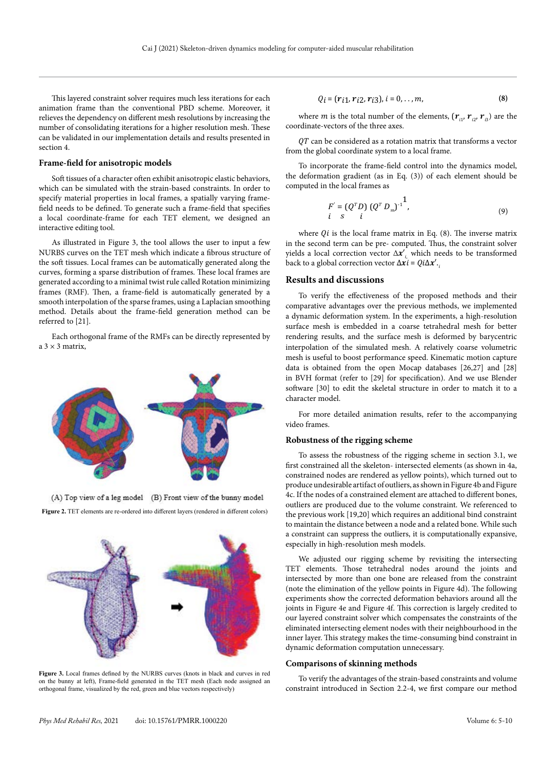This layered constraint solver requires much less iterations for each animation frame than the conventional PBD scheme. Moreover, it relieves the dependency on different mesh resolutions by increasing the number of consolidating iterations for a higher resolution mesh. These can be validated in our implementation details and results presented in section 4.

### Frame-field for anisotropic models

Soft tissues of a character often exhibit anisotropic elastic behaviors, which can be simulated with the strain-based constraints. In order to specify material properties in local frames, a spatially varying frame-field needs to be defined. To generate such a frame-field that specifies a local coordinate-frame for each TET element, we designed an interactive editing tool.

As illustrated in Figure 3, the tool allows the user to input a few NURBS curves on the TET mesh which indicate a fibrous structure of the soft tissues. Local frames can be automatically generated along the curves, forming a sparse distribution of frames. These local frames are generated according to a minimal twist rule called Rotation minimizing frames (RMF). Then, a frame-field is automatically generated by a smooth interpolation of the sparse frames, using a Laplacian smoothing method. Details about the frame-field generation method can be referred to [21].

Each orthogonal frame of the RMFs can be directly represented by a $3 \times 3$ matrix,

(A) Top view of a leg model (B) Front view of the bunny model

**Figure 2.** TET elements are re-ordered into different layers (rendered in different colors)

**Figure 3.** Local frames defined by the NURBS curves (knots in black and curves in red on the bunny at left), Frame-field generated in the TET mesh (Each node assigned an orthogonal frame, visualized by the red, green and blue vectors respectively)

$$Q_i = (\boldsymbol{r}_{i1}, \boldsymbol{r}_{i2}, \boldsymbol{r}_{i3}),\ i = 0, \ldots, m, \tag{8}$$

where $m$ is the total number of the elements, $(\boldsymbol{r}_{i1}, \boldsymbol{r}_{i2}, \boldsymbol{r}_{i3})$ are the coordinate-vectors of the three axes.

$QT$ can be considered as a rotation matrix that transforms a vector from the global coordinate system to a local frame.

To incorporate the frame-field control into the dynamics model, the deformation gradient (as in Eq. (3)) of each element should be computed in the local frames as

$$F'_i = (Q^T_i D_s)\,(Q^T_i D_m)^{-1}, \tag{9}$$

where $Qi$ is the local frame matrix in Eq. (8). The inverse matrix in the second term can be pre- computed. Thus, the constraint solver yields a local correction vector $\Delta \boldsymbol{x}'_i$ which needs to be transformed back to a global correction vector $\Delta \boldsymbol{x} i = Qi \Delta \boldsymbol{x}'_i$.

## Results and discussions

To verify the effectiveness of the proposed methods and their comparative advantages over the previous methods, we implemented a dynamic deformation system. In the experiments, a high-resolution surface mesh is embedded in a coarse tetrahedral mesh for better rendering results, and the surface mesh is deformed by barycentric interpolation of the simulated mesh. A relatively coarse volumetric mesh is useful to boost performance speed. Kinematic motion capture data is obtained from the open Mocap databases [26,27] and [28] in BVH format (refer to [29] for specification). And we use Blender software [30] to edit the skeletal structure in order to match it to a character model.

For more detailed animation results, refer to the accompanying video frames.

### Robustness of the rigging scheme

To assess the robustness of the rigging scheme in section 3.1, we first constrained all the skeleton- intersected elements (as shown in 4a, constrained nodes are rendered as yellow points), which turned out to produce undesirable artifact of outliers, as shown in Figure 4b and Figure 4c. If the nodes of a constrained element are attached to different bones, outliers are produced due to the volume constraint. We referenced to the previous work [19,20] which requires an additional bind constraint to maintain the distance between a node and a related bone. While such a constraint can suppress the outliers, it is computationally expansive, especially in high-resolution mesh models.

We adjusted our rigging scheme by revisiting the intersecting TET elements. Those tetrahedral nodes around the joints and intersected by more than one bone are released from the constraint (note the elimination of the yellow points in Figure 4d). The following experiments show the corrected deformation behaviors around all the joints in Figure 4e and Figure 4f. This correction is largely credited to our layered constraint solver which compensates the constraints of the eliminated intersecting element nodes with their neighbourhood in the inner layer. This strategy makes the time-consuming bind constraint in dynamic deformation computation unnecessary.

### Comparisons of skinning methods

To verify the advantages of the strain-based constraints and volume constraint introduced in Section 2.2-4, we first compare our method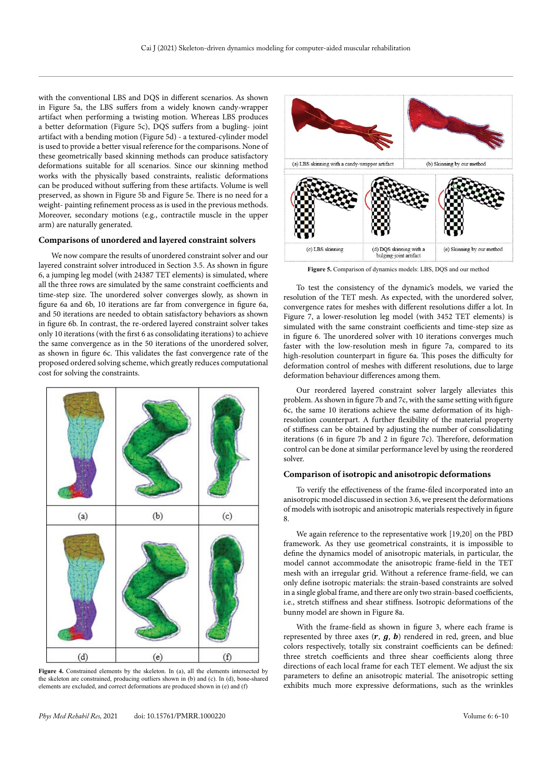with the conventional LBS and DQS in different scenarios. As shown in Figure 5a, the LBS suffers from a widely known candy-wrapper artifact when performing a twisting motion. Whereas LBS produces a better deformation (Figure 5c), DQS suffers from a bugling- joint artifact with a bending motion (Figure 5d) - a textured-cylinder model is used to provide a better visual reference for the comparisons. None of these geometrically based skinning methods can produce satisfactory deformations suitable for all scenarios. Since our skinning method works with the physically based constraints, realistic deformations can be produced without suffering from these artifacts. Volume is well preserved, as shown in Figure 5b and Figure 5e. There is no need for a weight- painting refinement process as is used in the previous methods. Moreover, secondary motions (e.g., contractile muscle in the upper arm) are naturally generated.

### Comparisons of unordered and layered constraint solvers

We now compare the results of unordered constraint solver and our layered constraint solver introduced in Section 3.5. As shown in figure 6, a jumping leg model (with 24387 TET elements) is simulated, where all the three rows are simulated by the same constraint coefficients and time-step size. The unordered solver converges slowly, as shown in figure 6a and 6b, 10 iterations are far from convergence in figure 6a, and 50 iterations are needed to obtain satisfactory behaviors as shown in figure 6b. In contrast, the re-ordered layered constraint solver takes only 10 iterations (with the first 6 as consolidating iterations) to achieve the same convergence as in the 50 iterations of the unordered solver, as shown in figure 6c. This validates the fast convergence rate of the proposed ordered solving scheme, which greatly reduces computational cost for solving the constraints.

(a) (b) (c) (d) (e) (f)

**Figure 4.** Constrained elements by the skeleton. In (a), all the elements intersected by the skeleton are constrained, producing outliers shown in (b) and (c). In (d), bone-shared elements are excluded, and correct deformations are produced shown in (e) and (f)

(a) LBS skinning with a candy-wrapper artifact (b) Skinning by our method (c) LBS skinning (d) DQS skinning with a bulging-joint artifact (e) Skinning by our method

**Figure 5.** Comparison of dynamics models: LBS, DQS and our method

To test the consistency of the dynamic's models, we varied the resolution of the TET mesh. As expected, with the unordered solver, convergence rates for meshes with different resolutions differ a lot. In Figure 7, a lower-resolution leg model (with 3452 TET elements) is simulated with the same constraint coefficients and time-step size as in figure 6. The unordered solver with 10 iterations converges much faster with the low-resolution mesh in figure 7a, compared to its high-resolution counterpart in figure 6a. This poses the difficulty for deformation control of meshes with different resolutions, due to large deformation behaviour differences among them.

Our reordered layered constraint solver largely alleviates this problem. As shown in figure 7b and 7c, with the same setting with figure 6c, the same 10 iterations achieve the same deformation of its high-resolution counterpart. A further flexibility of the material property of stiffness can be obtained by adjusting the number of consolidating iterations (6 in figure 7b and 2 in figure 7c). Therefore, deformation control can be done at similar performance level by using the reordered solver.

### Comparison of isotropic and anisotropic deformations

To verify the effectiveness of the frame-filed incorporated into an anisotropic model discussed in section 3.6, we present the deformations of models with isotropic and anisotropic materials respectively in figure 8.

We again reference to the representative work [19,20] on the PBD framework. As they use geometrical constraints, it is impossible to define the dynamics model of anisotropic materials, in particular, the model cannot accommodate the anisotropic frame-field in the TET mesh with an irregular grid. Without a reference frame-field, we can only define isotropic materials: the strain-based constraints are solved in a single global frame, and there are only two strain-based coefficients, i.e., stretch stiffness and shear stiffness. Isotropic deformations of the bunny model are shown in Figure 8a.

With the frame-field as shown in figure 3, where each frame is represented by three axes ($\boldsymbol{r}$, $\boldsymbol{g}$, $\boldsymbol{b}$) rendered in red, green, and blue colors respectively, totally six constraint coefficients can be defined: three stretch coefficients and three shear coefficients along three directions of each local frame for each TET element. We adjust the six parameters to define an anisotropic material. The anisotropic setting exhibits much more expressive deformations, such as the wrinkles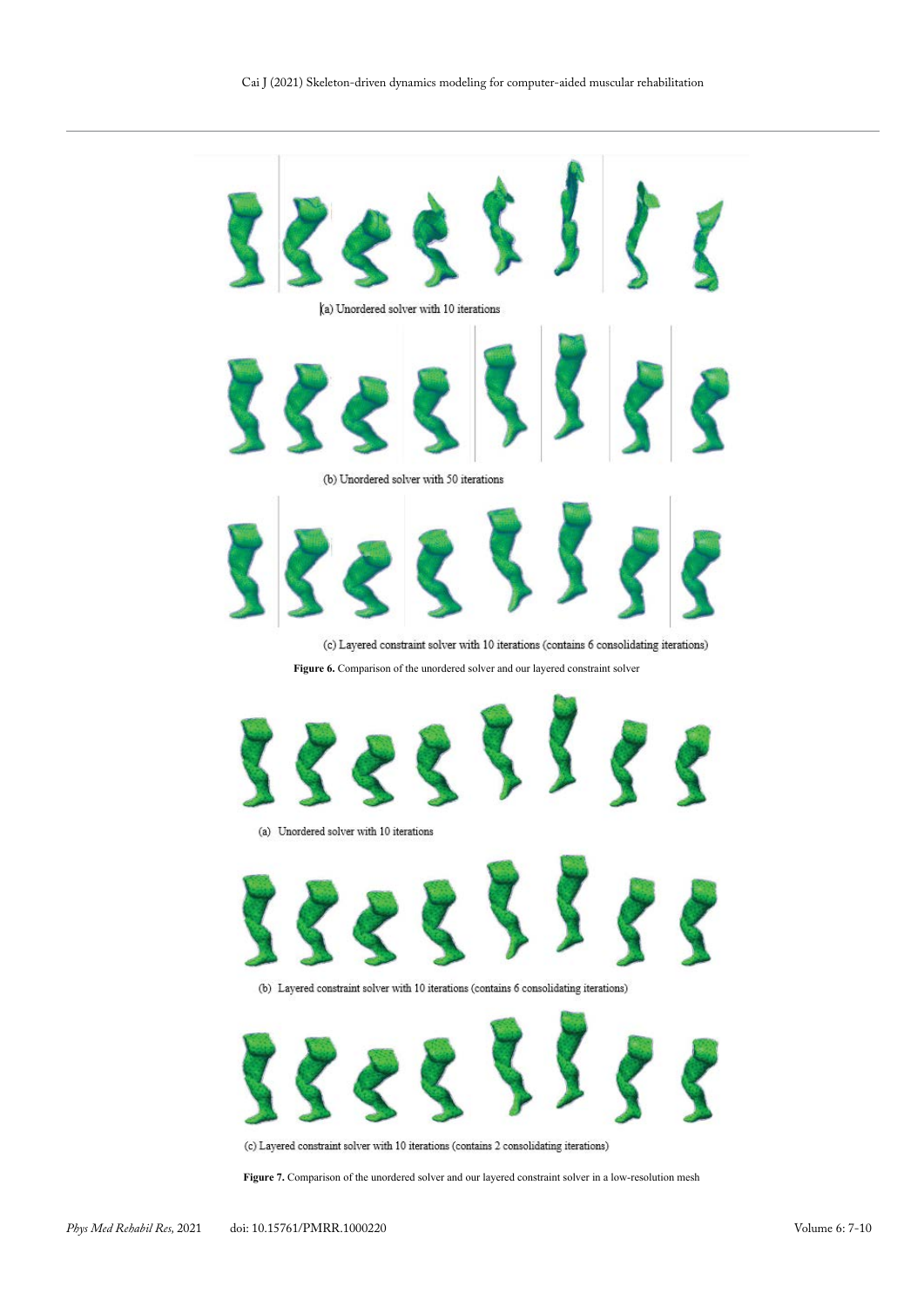(a) Unordered solver with 10 iterations

(b) Unordered solver with 50 iterations

(c) Layered constraint solver with 10 iterations (contains 6 consolidating iterations)

**Figure 6.** Comparison of the unordered solver and our layered constraint solver

(a) Unordered solver with 10 iterations

(b) Layered constraint solver with 10 iterations (contains 6 consolidating iterations)

(c) Layered constraint solver with 10 iterations (contains 2 consolidating iterations)

**Figure 7.** Comparison of the unordered solver and our layered constraint solver in a low-resolution mesh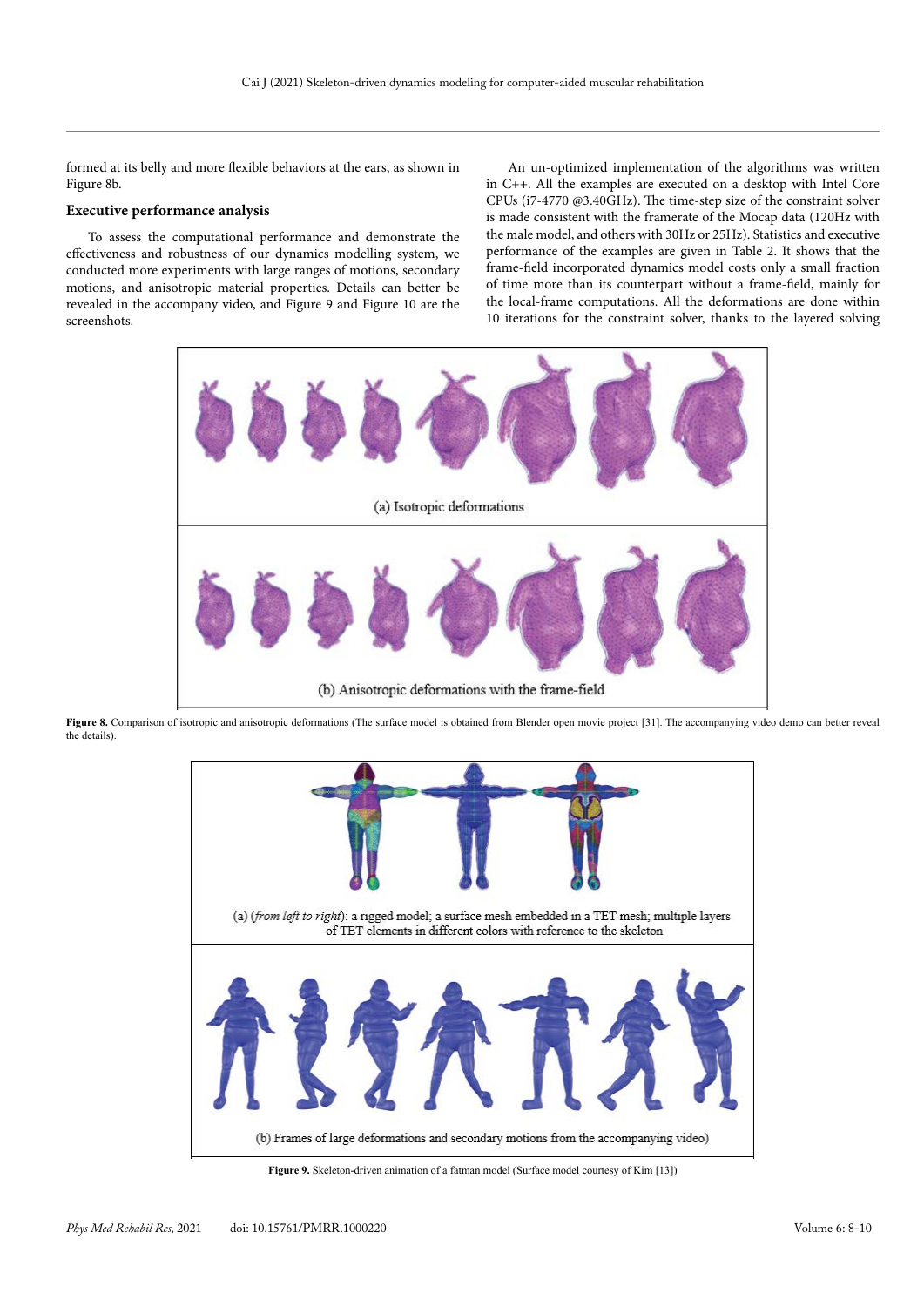formed at its belly and more flexible behaviors at the ears, as shown in Figure 8b.

### Executive performance analysis

To assess the computational performance and demonstrate the effectiveness and robustness of our dynamics modelling system, we conducted more experiments with large ranges of motions, secondary motions, and anisotropic material properties. Details can better be revealed in the accompany video, and Figure 9 and Figure 10 are the screenshots.

An un-optimized implementation of the algorithms was written in C++. All the examples are executed on a desktop with Intel Core CPUs (i7-4770 @3.40GHz). The time-step size of the constraint solver is made consistent with the framerate of the Mocap data (120Hz with the male model, and others with 30Hz or 25Hz). Statistics and executive performance of the examples are given in Table 2. It shows that the frame-field incorporated dynamics model costs only a small fraction of time more than its counterpart without a frame-field, mainly for the local-frame computations. All the deformations are done within 10 iterations for the constraint solver, thanks to the layered solving

(a) Isotropic deformations

(b) Anisotropic deformations with the frame-field

**Figure 8.** Comparison of isotropic and anisotropic deformations (The surface model is obtained from Blender open movie project [31]. The accompanying video demo can better reveal the details).

(a) (*from left to right*): a rigged model; a surface mesh embedded in a TET mesh; multiple layers of TET elements in different colors with reference to the skeleton

(b) Frames of large deformations and secondary motions from the accompanying video)

**Figure 9.** Skeleton-driven animation of a fatman model (Surface model courtesy of Kim [13])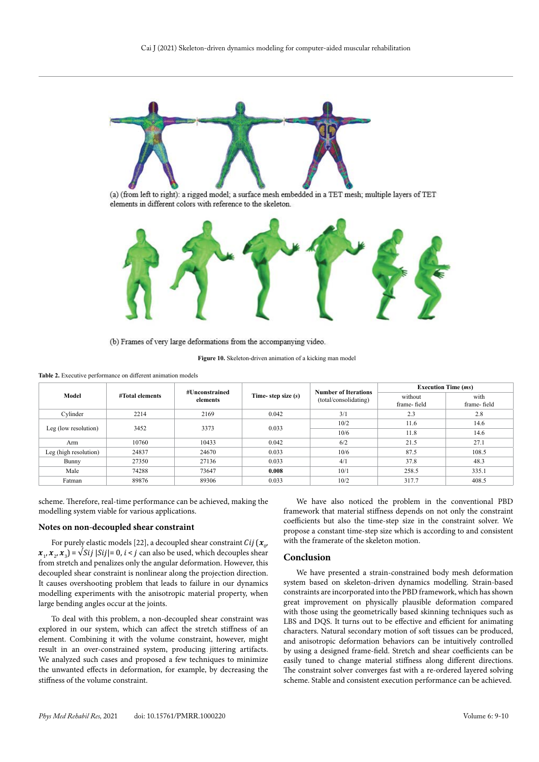(a) (from left to right): a rigged model; a surface mesh embedded in a TET mesh; multiple layers of TET elements in different colors with reference to the skeleton.

(b) Frames of very large deformations from the accompanying video.

**Figure 10.** Skeleton-driven animation of a kicking man model

**Table 2.** Executive performance on different animation models

| Model | #Total elements | #Unconstrained elements | Time- step size (*s*) | Number of Iterations (total/consolidating) | Execution Time (*ms*) | |
|---|---|---|---|---|---|---|
| | | | | | without frame- field | with frame- field |
| Cylinder | 2214 | 2169 | 0.042 | 3/1 | 2.3 | 2.8 |
| Leg (low resolution) | 3452 | 3373 | 0.033 | 10/2 | 11.6 | 14.6 |
| | | | | 10/6 | 11.8 | 14.6 |
| Arm | 10760 | 10433 | 0.042 | 6/2 | 21.5 | 27.1 |
| Leg (high resolution) | 24837 | 24670 | 0.033 | 10/6 | 87.5 | 108.5 |
| Bunny | 27350 | 27136 | 0.033 | 4/1 | 37.8 | 48.3 |
| Male | 74288 | 73647 | **0.008** | 10/1 | 258.5 | 335.1 |
| Fatman | 89876 | 89306 | 0.033 | 10/2 | 317.7 | 408.5 |

scheme. Therefore, real-time performance can be achieved, making the modelling system viable for various applications.

### Notes on non-decoupled shear constraint

For purely elastic models [22], a decoupled shear constraint $Cij\,(\boldsymbol{x}_0, \boldsymbol{x}_1, \boldsymbol{x}_2, \boldsymbol{x}_3) = \sqrt{Sij}\,|Sij| = 0,\, i < j$ can also be used, which decouples shear from stretch and penalizes only the angular deformation. However, this decoupled shear constraint is nonlinear along the projection direction. It causes overshooting problem that leads to failure in our dynamics modelling experiments with the anisotropic material property, when large bending angles occur at the joints.

To deal with this problem, a non-decoupled shear constraint was explored in our system, which can affect the stretch stiffness of an element. Combining it with the volume constraint, however, might result in an over-constrained system, producing jittering artifacts. We analyzed such cases and proposed a few techniques to minimize the unwanted effects in deformation, for example, by decreasing the stiffness of the volume constraint.

We have also noticed the problem in the conventional PBD framework that material stiffness depends on not only the constraint coefficients but also the time-step size in the constraint solver. We propose a constant time-step size which is according to and consistent with the framerate of the skeleton motion.

## Conclusion

We have presented a strain-constrained body mesh deformation system based on skeleton-driven dynamics modelling. Strain-based constraints are incorporated into the PBD framework, which has shown great improvement on physically plausible deformation compared with those using the geometrically based skinning techniques such as LBS and DQS. It turns out to be effective and efficient for animating characters. Natural secondary motion of soft tissues can be produced, and anisotropic deformation behaviors can be intuitively controlled by using a designed frame-field. Stretch and shear coefficients can be easily tuned to change material stiffness along different directions. The constraint solver converges fast with a re-ordered layered solving scheme. Stable and consistent execution performance can be achieved.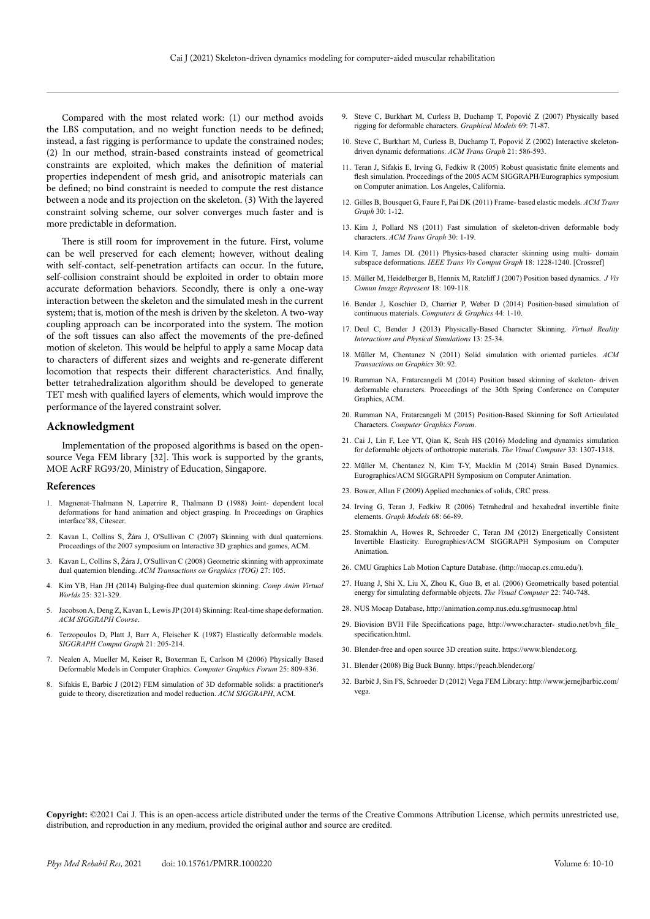Compared with the most related work: (1) our method avoids the LBS computation, and no weight function needs to be defined; instead, a fast rigging is performance to update the constrained nodes; (2) In our method, strain-based constraints instead of geometrical constraints are exploited, which makes the definition of material properties independent of mesh grid, and anisotropic materials can be defined; no bind constraint is needed to compute the rest distance between a node and its projection on the skeleton. (3) With the layered constraint solving scheme, our solver converges much faster and is more predictable in deformation.

There is still room for improvement in the future. First, volume can be well preserved for each element; however, without dealing with self-contact, self-penetration artifacts can occur. In the future, self-collision constraint should be exploited in order to obtain more accurate deformation behaviors. Secondly, there is only a one-way interaction between the skeleton and the simulated mesh in the current system; that is, motion of the mesh is driven by the skeleton. A two-way coupling approach can be incorporated into the system. The motion of the soft tissues can also affect the movements of the pre-defined motion of skeleton. This would be helpful to apply a same Mocap data to characters of different sizes and weights and re-generate different locomotion that respects their different characteristics. And finally, better tetrahedralization algorithm should be developed to generate TET mesh with qualified layers of elements, which would improve the performance of the layered constraint solver.

## Acknowledgment

Implementation of the proposed algorithms is based on the open-source Vega FEM library [32]. This work is supported by the grants, MOE AcRF RG93/20, Ministry of Education, Singapore.

### References

1. Magnenat-Thalmann N, Laperrire R, Thalmann D (1988) Joint- dependent local deformations for hand animation and object grasping. In Proceedings on Graphics interface'88, Citeseer.
2. Kavan L, Collins S, Žára J, O'Sullivan C (2007) Skinning with dual quaternions. Proceedings of the 2007 symposium on Interactive 3D graphics and games, ACM.
3. Kavan L, Collins S, Žára J, O'Sullivan C (2008) Geometric skinning with approximate dual quaternion blending. *ACM Transactions on Graphics (TOG)* 27: 105.
4. Kim YB, Han JH (2014) Bulging-free dual quaternion skinning. *Comp Anim Virtual Worlds* 25: 321-329.
5. Jacobson A, Deng Z, Kavan L, Lewis JP (2014) Skinning: Real-time shape deformation. *ACM SIGGRAPH Course*.
6. Terzopoulos D, Platt J, Barr A, Fleischer K (1987) Elastically deformable models. *SIGGRAPH Comput Graph* 21: 205-214.
7. Nealen A, Mueller M, Keiser R, Boxerman E, Carlson M (2006) Physically Based Deformable Models in Computer Graphics. *Computer Graphics Forum* 25: 809-836.
8. Sifakis E, Barbic J (2012) FEM simulation of 3D deformable solids: a practitioner's guide to theory, discretization and model reduction. *ACM SIGGRAPH*, ACM.
9. Steve C, Burkhart M, Curless B, Duchamp T, Popović Z (2007) Physically based rigging for deformable characters. *Graphical Models* 69: 71-87.
10. Steve C, Burkhart M, Curless B, Duchamp T, Popović Z (2002) Interactive skeleton-driven dynamic deformations. *ACM Trans Graph* 21: 586-593.
11. Teran J, Sifakis E, Irving G, Fedkiw R (2005) Robust quasistatic finite elements and flesh simulation. Proceedings of the 2005 ACM SIGGRAPH/Eurographics symposium on Computer animation. Los Angeles, California.
12. Gilles B, Bousquet G, Faure F, Pai DK (2011) Frame- based elastic models. *ACM Trans Graph* 30: 1-12.
13. Kim J, Pollard NS (2011) Fast simulation of skeleton-driven deformable body characters. *ACM Trans Graph* 30: 1-19.
14. Kim T, James DL (2011) Physics-based character skinning using multi- domain subspace deformations. *IEEE Trans Vis Comput Graph* 18: 1228-1240. [Crossref]
15. Müller M, Heidelberger B, Hennix M, Ratcliff J (2007) Position based dynamics. *J Vis Comun Image Represent* 18: 109-118.
16. Bender J, Koschier D, Charrier P, Weber D (2014) Position-based simulation of continuous materials. *Computers & Graphics* 44: 1-10.
17. Deul C, Bender J (2013) Physically-Based Character Skinning. *Virtual Reality Interactions and Physical Simulations* 13: 25-34.
18. Müller M, Chentanez N (2011) Solid simulation with oriented particles. *ACM Transactions on Graphics* 30: 92.
19. Rumman NA, Fratarcangeli M (2014) Position based skinning of skeleton- driven deformable characters. Proceedings of the 30th Spring Conference on Computer Graphics, ACM.
20. Rumman NA, Fratarcangeli M (2015) Position-Based Skinning for Soft Articulated Characters. *Computer Graphics Forum*.
21. Cai J, Lin F, Lee YT, Qian K, Seah HS (2016) Modeling and dynamics simulation for deformable objects of orthotropic materials. *The Visual Computer* 33: 1307-1318.
22. Müller M, Chentanez N, Kim T-Y, Macklin M (2014) Strain Based Dynamics. Eurographics/ACM SIGGRAPH Symposium on Computer Animation.
23. Bower, Allan F (2009) Applied mechanics of solids, CRC press.
24. Irving G, Teran J, Fedkiw R (2006) Tetrahedral and hexahedral invertible finite elements. *Graph Models* 68: 66-89.
25. Stomakhin A, Howes R, Schroeder C, Teran JM (2012) Energetically Consistent Invertible Elasticity. Eurographics/ACM SIGGRAPH Symposium on Computer Animation.
26. CMU Graphics Lab Motion Capture Database. (http://mocap.cs.cmu.edu/).
27. Huang J, Shi X, Liu X, Zhou K, Guo B, et al. (2006) Geometrically based potential energy for simulating deformable objects. *The Visual Computer* 22: 740-748.
28. NUS Mocap Database, http://animation.comp.nus.edu.sg/nusmocap.html
29. Biovision BVH File Specifications page, http://www.character- studio.net/bvh_file_specification.html.
30. Blender-free and open source 3D creation suite. https://www.blender.org.
31. Blender (2008) Big Buck Bunny. https://peach.blender.org/
32. Barbič J, Sin FS, Schroeder D (2012) Vega FEM Library: http://www.jernejbarbic.com/vega.

**Copyright:** ©2021 Cai J. This is an open-access article distributed under the terms of the Creative Commons Attribution License, which permits unrestricted use, distribution, and reproduction in any medium, provided the original author and source are credited.